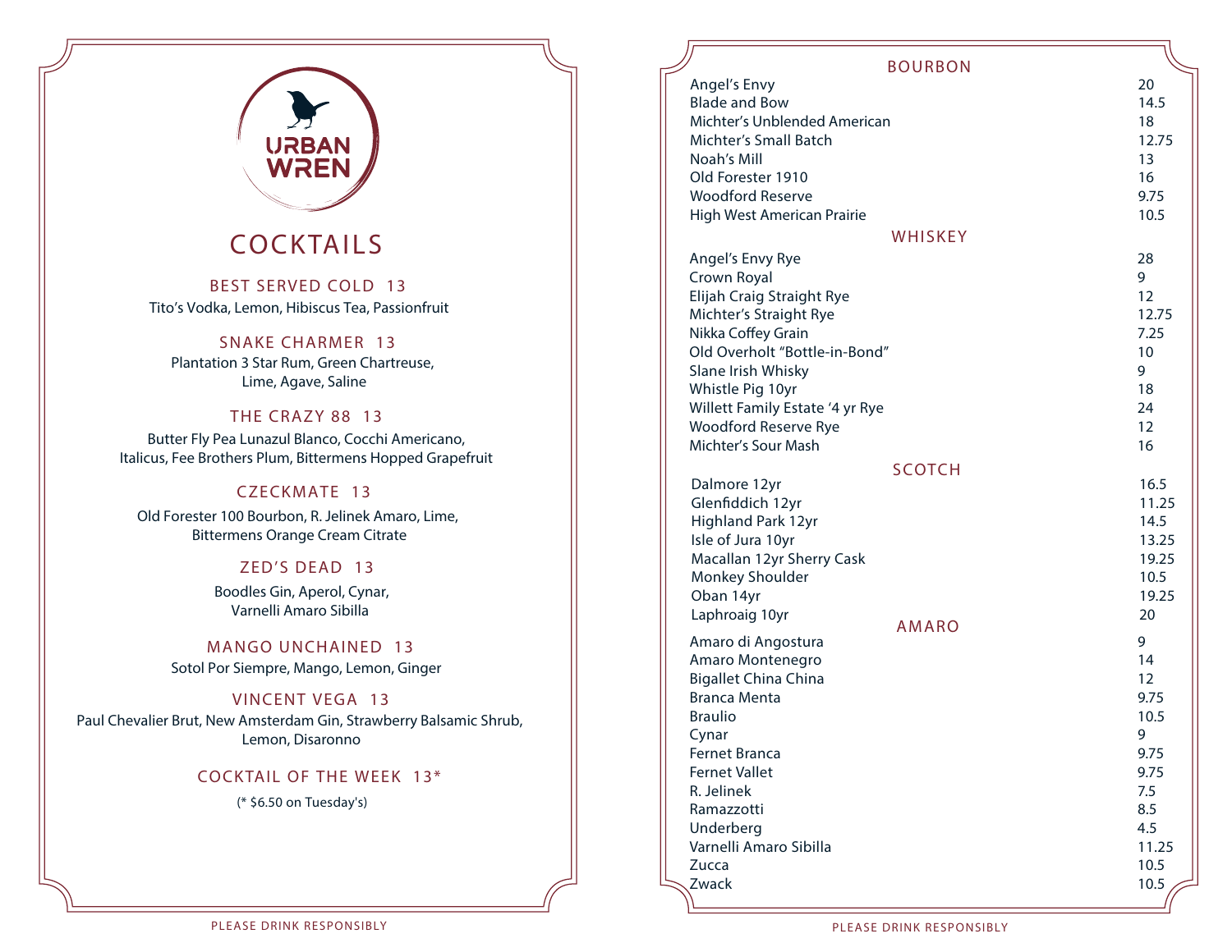URBAN WREN

# COCKTAILS

## BEST SERVED COLD 13
Tito's Vodka, Lemon, Hibiscus Tea, Passionfruit

## SNAKE CHARMER 13
Plantation 3 Star Rum, Green Chartreuse, Lime, Agave, Saline

## THE CRAZY 88 13
Butter Fly Pea Lunazul Blanco, Cocchi Americano, Italicus, Fee Brothers Plum, Bittermens Hopped Grapefruit

## CZECKMATE 13
Old Forester 100 Bourbon, R. Jelinek Amaro, Lime, Bittermens Orange Cream Citrate

## ZED'S DEAD 13
Boodles Gin, Aperol, Cynar, Varnelli Amaro Sibilla

## MANGO UNCHAINED 13
Sotol Por Siempre, Mango, Lemon, Ginger

## VINCENT VEGA 13
Paul Chevalier Brut, New Amsterdam Gin, Strawberry Balsamic Shrub, Lemon, Disaronno

## COCKTAIL OF THE WEEK 13*
(* $6.50 on Tuesday's)

PLEASE DRINK RESPONSIBLY

## BOURBON

| | |
|---|---|
| Angel's Envy | 20 |
| Blade and Bow | 14.5 |
| Michter's Unblended American | 18 |
| Michter's Small Batch | 12.75 |
| Noah's Mill | 13 |
| Old Forester 1910 | 16 |
| Woodford Reserve | 9.75 |
| High West American Prairie | 10.5 |

## WHISKEY

| | |
|---|---|
| Angel's Envy Rye | 28 |
| Crown Royal | 9 |
| Elijah Craig Straight Rye | 12 |
| Michter's Straight Rye | 12.75 |
| Nikka Coffey Grain | 7.25 |
| Old Overholt "Bottle-in-Bond" | 10 |
| Slane Irish Whisky | 9 |
| Whistle Pig 10yr | 18 |
| Willett Family Estate '4 yr Rye | 24 |
| Woodford Reserve Rye | 12 |
| Michter's Sour Mash | 16 |

## SCOTCH

| | |
|---|---|
| Dalmore 12yr | 16.5 |
| Glenfiddich 12yr | 11.25 |
| Highland Park 12yr | 14.5 |
| Isle of Jura 10yr | 13.25 |
| Macallan 12yr Sherry Cask | 19.25 |
| Monkey Shoulder | 10.5 |
| Oban 14yr | 19.25 |
| Laphroaig 10yr | 20 |

## AMARO

| | |
|---|---|
| Amaro di Angostura | 9 |
| Amaro Montenegro | 14 |
| Bigallet China China | 12 |
| Branca Menta | 9.75 |
| Braulio | 10.5 |
| Cynar | 9 |
| Fernet Branca | 9.75 |
| Fernet Vallet | 9.75 |
| R. Jelinek | 7.5 |
| Ramazzotti | 8.5 |
| Underberg | 4.5 |
| Varnelli Amaro Sibilla | 11.25 |
| Zucca | 10.5 |
| Zwack | 10.5 |

PLEASE DRINK RESPONSIBLY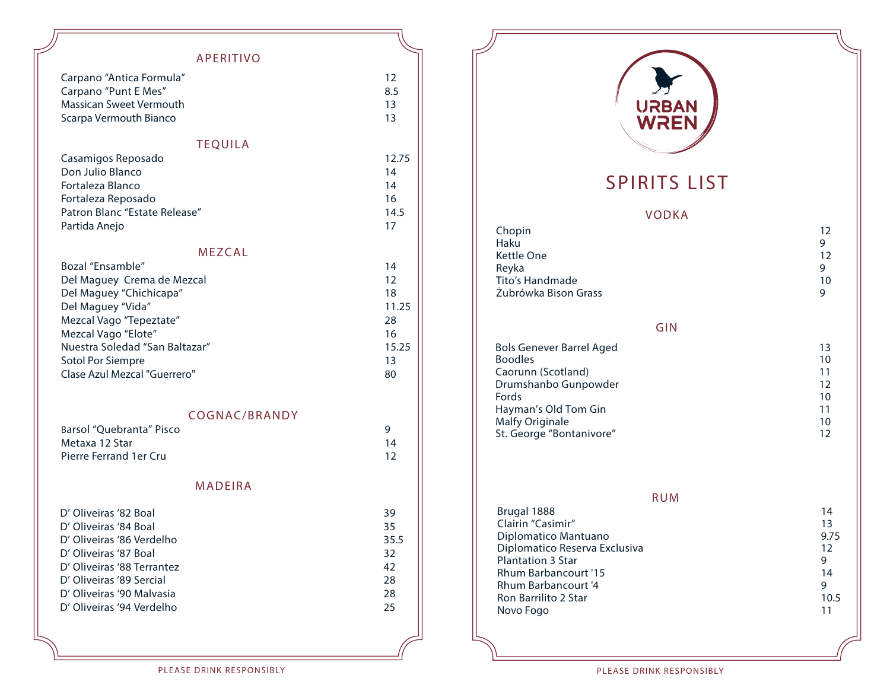## APERITIVO

| | |
|---|---|
| Carpano "Antica Formula" | 12 |
| Carpano "Punt E Mes" | 8.5 |
| Massican Sweet Vermouth | 13 |
| Scarpa Vermouth Bianco | 13 |

## TEQUILA

| | |
|---|---|
| Casamigos Reposado | 12.75 |
| Don Julio Blanco | 14 |
| Fortaleza Blanco | 14 |
| Fortaleza Reposado | 16 |
| Patron Blanc "Estate Release" | 14.5 |
| Partida Anejo | 17 |

## MEZCAL

| | |
|---|---|
| Bozal "Ensamble" | 14 |
| Del Maguey Crema de Mezcal | 12 |
| Del Maguey "Chichicapa" | 18 |
| Del Maguey "Vida" | 11.25 |
| Mezcal Vago "Tepeztate" | 28 |
| Mezcal Vago "Elote" | 16 |
| Nuestra Soledad "San Baltazar" | 15.25 |
| Sotol Por Siempre | 13 |
| Clase Azul Mezcal "Guerrero" | 80 |

## COGNAC/BRANDY

| | |
|---|---|
| Barsol "Quebranta" Pisco | 9 |
| Metaxa 12 Star | 14 |
| Pierre Ferrand 1er Cru | 12 |

## MADEIRA

| | |
|---|---|
| D' Oliveiras '82 Boal | 39 |
| D' Oliveiras '84 Boal | 35 |
| D' Oliveiras '86 Verdelho | 35.5 |
| D' Oliveiras '87 Boal | 32 |
| D' Oliveiras '88 Terrantez | 42 |
| D' Oliveiras '89 Sercial | 28 |
| D' Oliveiras '90 Malvasia | 28 |
| D' Oliveiras '94 Verdelho | 25 |

PLEASE DRINK RESPONSIBLY

URBAN WREN

# SPIRITS LIST

## VODKA

| | |
|---|---|
| Chopin | 12 |
| Haku | 9 |
| Kettle One | 12 |
| Reyka | 9 |
| Tito's Handmade | 10 |
| Żubrówka Bison Grass | 9 |

## GIN

| | |
|---|---|
| Bols Genever Barrel Aged | 13 |
| Boodles | 10 |
| Caorunn (Scotland) | 11 |
| Drumshanbo Gunpowder | 12 |
| Fords | 10 |
| Hayman's Old Tom Gin | 11 |
| Malfy Originale | 10 |
| St. George "Bontanivore" | 12 |

## RUM

| | |
|---|---|
| Brugal 1888 | 14 |
| Clairin "Casimir" | 13 |
| Diplomatico Mantuano | 9.75 |
| Diplomatico Reserva Exclusiva | 12 |
| Plantation 3 Star | 9 |
| Rhum Barbancourt '15 | 14 |
| Rhum Barbancourt '4 | 9 |
| Ron Barrilito 2 Star | 10.5 |
| Novo Fogo | 11 |

PLEASE DRINK RESPONSIBLY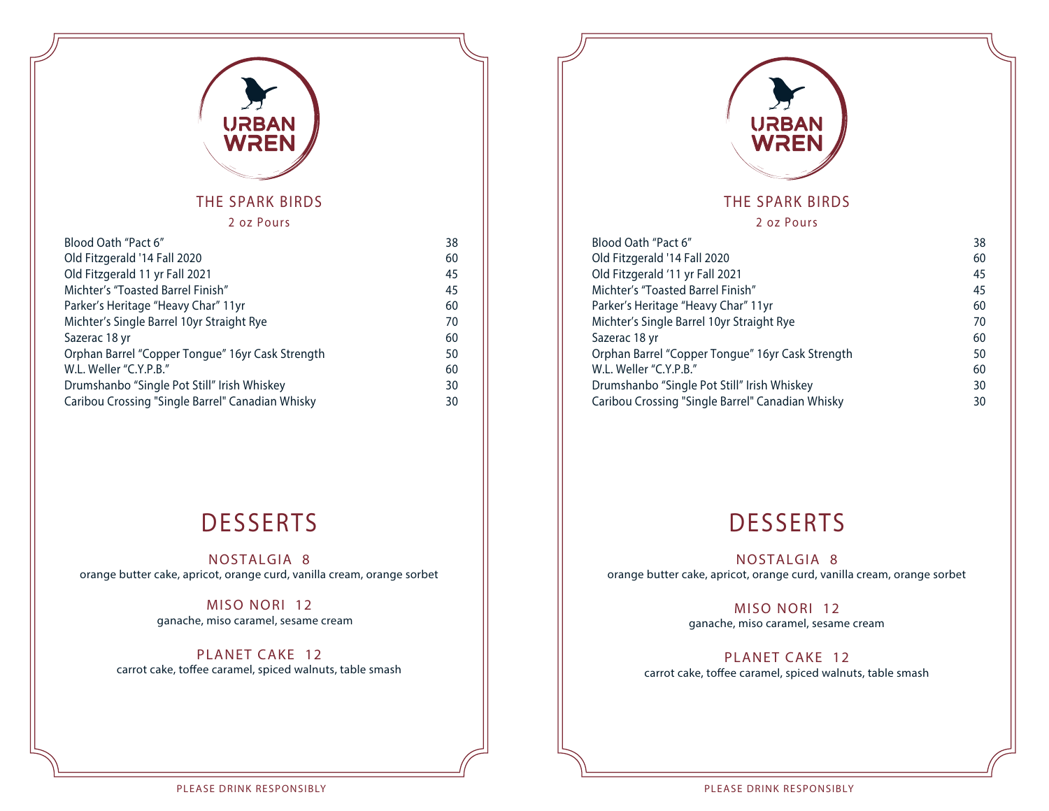URBAN WREN

## THE SPARK BIRDS

2 oz Pours

| | |
|---|---|
| Blood Oath "Pact 6" | 38 |
| Old Fitzgerald '14 Fall 2020 | 60 |
| Old Fitzgerald 11 yr Fall 2021 | 45 |
| Michter's "Toasted Barrel Finish" | 45 |
| Parker's Heritage "Heavy Char" 11yr | 60 |
| Michter's Single Barrel 10yr Straight Rye | 70 |
| Sazerac 18 yr | 60 |
| Orphan Barrel "Copper Tongue" 16yr Cask Strength | 50 |
| W.L. Weller "C.Y.P.B." | 60 |
| Drumshanbo "Single Pot Still" Irish Whiskey | 30 |
| Caribou Crossing "Single Barrel" Canadian Whisky | 30 |

# DESSERTS

### NOSTALGIA 8
orange butter cake, apricot, orange curd, vanilla cream, orange sorbet

### MISO NORI 12
ganache, miso caramel, sesame cream

### PLANET CAKE 12
carrot cake, toffee caramel, spiced walnuts, table smash

PLEASE DRINK RESPONSIBLY

URBAN WREN

## THE SPARK BIRDS

2 oz Pours

| | |
|---|---|
| Blood Oath "Pact 6" | 38 |
| Old Fitzgerald '14 Fall 2020 | 60 |
| Old Fitzgerald '11 yr Fall 2021 | 45 |
| Michter's "Toasted Barrel Finish" | 45 |
| Parker's Heritage "Heavy Char" 11yr | 60 |
| Michter's Single Barrel 10yr Straight Rye | 70 |
| Sazerac 18 yr | 60 |
| Orphan Barrel "Copper Tongue" 16yr Cask Strength | 50 |
| W.L. Weller "C.Y.P.B." | 60 |
| Drumshanbo "Single Pot Still" Irish Whiskey | 30 |
| Caribou Crossing "Single Barrel" Canadian Whisky | 30 |

# DESSERTS

### NOSTALGIA 8
orange butter cake, apricot, orange curd, vanilla cream, orange sorbet

### MISO NORI 12
ganache, miso caramel, sesame cream

### PLANET CAKE 12
carrot cake, toffee caramel, spiced walnuts, table smash

PLEASE DRINK RESPONSIBLY